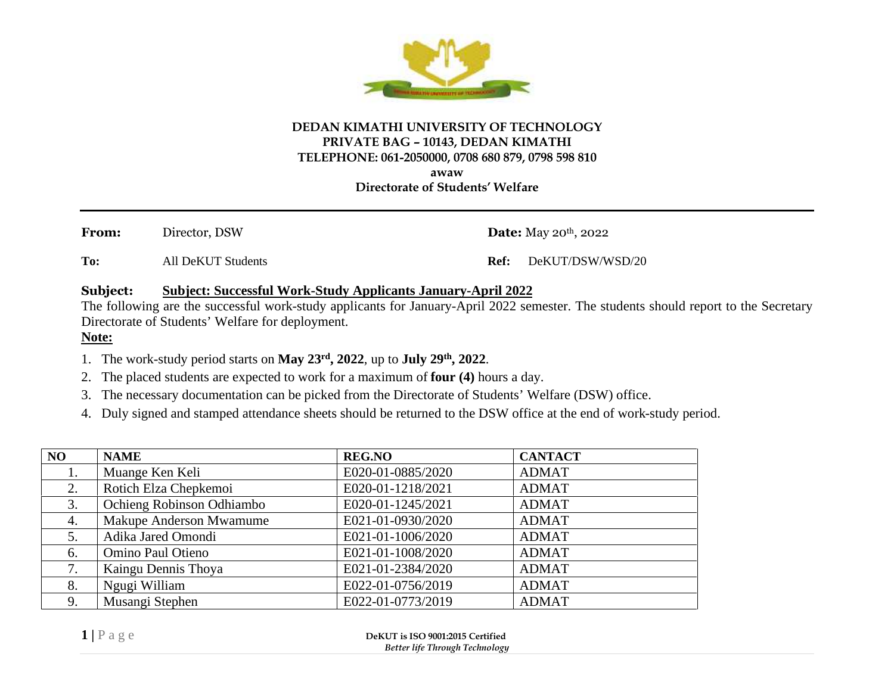**DEDAN KIMATHI UNIVERSITY OF TECHNOLOGY**
**PRIVATE BAG – 10143, DEDAN KIMATHI**
**TELEPHONE: 061-2050000, 0708 680 879, 0798 598 810**
**awaw**
**Directorate of Students' Welfare**

---

**From:** Director, DSW **Date:** May 20th, 2022

**To:** All DeKUT Students **Ref:** DeKUT/DSW/WSD/20

**Subject:** **Subject: Successful Work-Study Applicants January-April 2022**

The following are the successful work-study applicants for January-April 2022 semester. The students should report to the Secretary Directorate of Students' Welfare for deployment.

**Note:**

1. The work-study period starts on **May 23rd, 2022**, up to **July 29th, 2022**.
2. The placed students are expected to work for a maximum of **four (4)** hours a day.
3. The necessary documentation can be picked from the Directorate of Students' Welfare (DSW) office.
4. Duly signed and stamped attendance sheets should be returned to the DSW office at the end of work-study period.

| NO | NAME | REG.NO | CANTACT |
|---|---|---|---|
| 1. | Muange Ken Keli | E020-01-0885/2020 | ADMAT |
| 2. | Rotich Elza Chepkemoi | E020-01-1218/2021 | ADMAT |
| 3. | Ochieng Robinson Odhiambo | E020-01-1245/2021 | ADMAT |
| 4. | Makupe Anderson Mwamume | E021-01-0930/2020 | ADMAT |
| 5. | Adika Jared Omondi | E021-01-1006/2020 | ADMAT |
| 6. | Omino Paul Otieno | E021-01-1008/2020 | ADMAT |
| 7. | Kaingu Dennis Thoya | E021-01-2384/2020 | ADMAT |
| 8. | Ngugi William | E022-01-0756/2019 | ADMAT |
| 9. | Musangi Stephen | E022-01-0773/2019 | ADMAT |

DeKUT is ISO 9001:2015 Certified
*Better life Through Technology*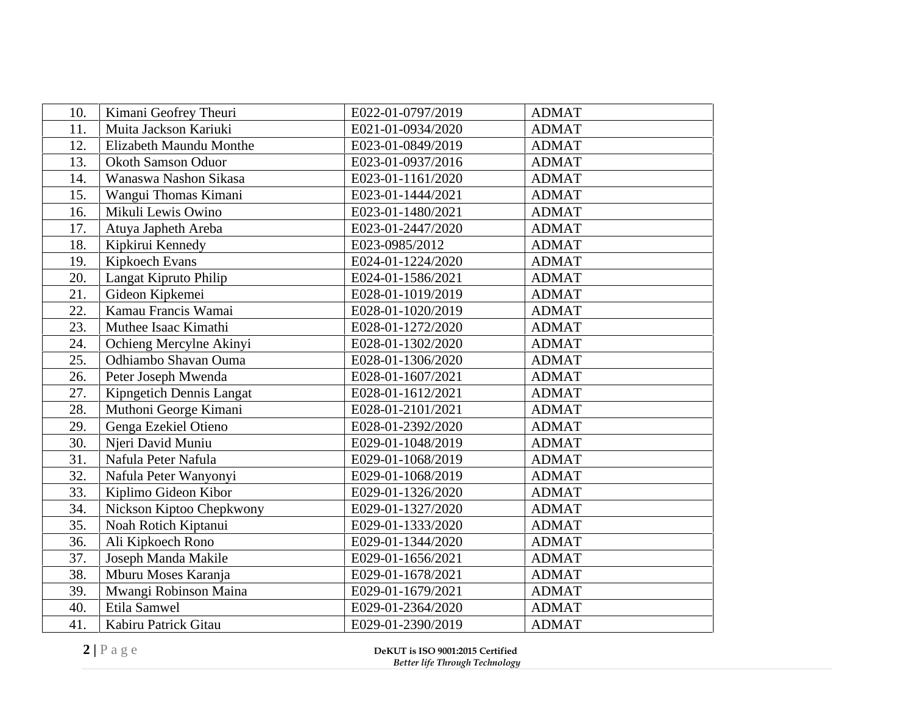| | | | |
|---|---|---|---|
| 10. | Kimani Geofrey Theuri | E022-01-0797/2019 | ADMAT |
| 11. | Muita Jackson Kariuki | E021-01-0934/2020 | ADMAT |
| 12. | Elizabeth Maundu Monthe | E023-01-0849/2019 | ADMAT |
| 13. | Okoth Samson Oduor | E023-01-0937/2016 | ADMAT |
| 14. | Wanaswa Nashon Sikasa | E023-01-1161/2020 | ADMAT |
| 15. | Wangui Thomas Kimani | E023-01-1444/2021 | ADMAT |
| 16. | Mikuli Lewis Owino | E023-01-1480/2021 | ADMAT |
| 17. | Atuya Japheth Areba | E023-01-2447/2020 | ADMAT |
| 18. | Kipkirui Kennedy | E023-0985/2012 | ADMAT |
| 19. | Kipkoech Evans | E024-01-1224/2020 | ADMAT |
| 20. | Langat Kipruto Philip | E024-01-1586/2021 | ADMAT |
| 21. | Gideon Kipkemei | E028-01-1019/2019 | ADMAT |
| 22. | Kamau Francis Wamai | E028-01-1020/2019 | ADMAT |
| 23. | Muthee Isaac Kimathi | E028-01-1272/2020 | ADMAT |
| 24. | Ochieng Mercylne Akinyi | E028-01-1302/2020 | ADMAT |
| 25. | Odhiambo Shavan Ouma | E028-01-1306/2020 | ADMAT |
| 26. | Peter Joseph Mwenda | E028-01-1607/2021 | ADMAT |
| 27. | Kipngetich Dennis Langat | E028-01-1612/2021 | ADMAT |
| 28. | Muthoni George Kimani | E028-01-2101/2021 | ADMAT |
| 29. | Genga Ezekiel Otieno | E028-01-2392/2020 | ADMAT |
| 30. | Njeri David Muniu | E029-01-1048/2019 | ADMAT |
| 31. | Nafula Peter Nafula | E029-01-1068/2019 | ADMAT |
| 32. | Nafula Peter Wanyonyi | E029-01-1068/2019 | ADMAT |
| 33. | Kiplimo Gideon Kibor | E029-01-1326/2020 | ADMAT |
| 34. | Nickson Kiptoo Chepkwony | E029-01-1327/2020 | ADMAT |
| 35. | Noah Rotich Kiptanui | E029-01-1333/2020 | ADMAT |
| 36. | Ali Kipkoech Rono | E029-01-1344/2020 | ADMAT |
| 37. | Joseph Manda Makile | E029-01-1656/2021 | ADMAT |
| 38. | Mburu Moses Karanja | E029-01-1678/2021 | ADMAT |
| 39. | Mwangi Robinson Maina | E029-01-1679/2021 | ADMAT |
| 40. | Etila Samwel | E029-01-2364/2020 | ADMAT |
| 41. | Kabiru Patrick Gitau | E029-01-2390/2019 | ADMAT |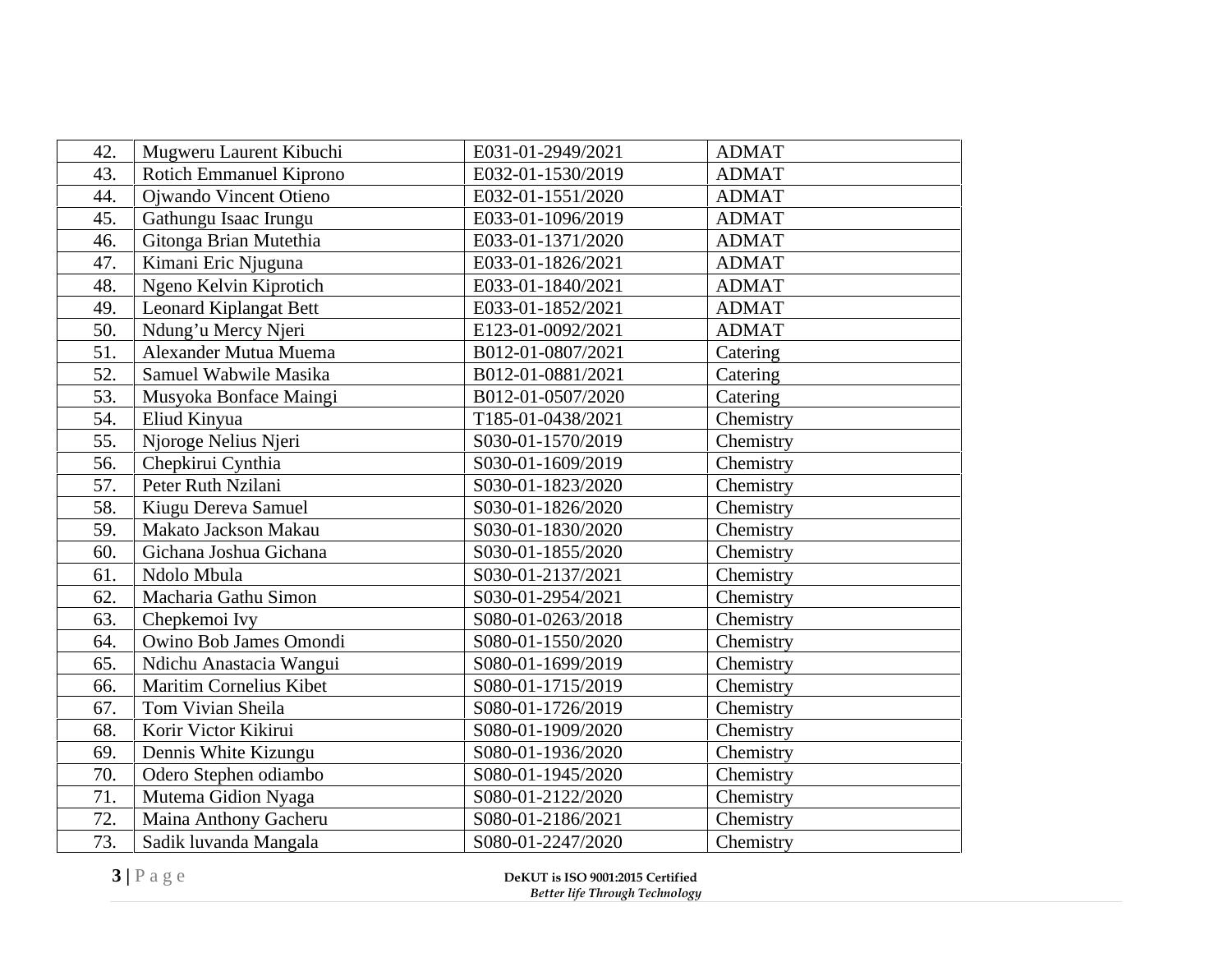| | | | |
|---|---|---|---|
| 42. | Mugweru Laurent Kibuchi | E031-01-2949/2021 | ADMAT |
| 43. | Rotich Emmanuel Kiprono | E032-01-1530/2019 | ADMAT |
| 44. | Ojwando Vincent Otieno | E032-01-1551/2020 | ADMAT |
| 45. | Gathungu Isaac Irungu | E033-01-1096/2019 | ADMAT |
| 46. | Gitonga Brian Mutethia | E033-01-1371/2020 | ADMAT |
| 47. | Kimani Eric Njuguna | E033-01-1826/2021 | ADMAT |
| 48. | Ngeno Kelvin Kiprotich | E033-01-1840/2021 | ADMAT |
| 49. | Leonard Kiplangat Bett | E033-01-1852/2021 | ADMAT |
| 50. | Ndung'u Mercy Njeri | E123-01-0092/2021 | ADMAT |
| 51. | Alexander Mutua Muema | B012-01-0807/2021 | Catering |
| 52. | Samuel Wabwile Masika | B012-01-0881/2021 | Catering |
| 53. | Musyoka Bonface Maingi | B012-01-0507/2020 | Catering |
| 54. | Eliud Kinyua | T185-01-0438/2021 | Chemistry |
| 55. | Njoroge Nelius Njeri | S030-01-1570/2019 | Chemistry |
| 56. | Chepkirui Cynthia | S030-01-1609/2019 | Chemistry |
| 57. | Peter Ruth Nzilani | S030-01-1823/2020 | Chemistry |
| 58. | Kiugu Dereva Samuel | S030-01-1826/2020 | Chemistry |
| 59. | Makato Jackson Makau | S030-01-1830/2020 | Chemistry |
| 60. | Gichana Joshua Gichana | S030-01-1855/2020 | Chemistry |
| 61. | Ndolo Mbula | S030-01-2137/2021 | Chemistry |
| 62. | Macharia Gathu Simon | S030-01-2954/2021 | Chemistry |
| 63. | Chepkemoi Ivy | S080-01-0263/2018 | Chemistry |
| 64. | Owino Bob James Omondi | S080-01-1550/2020 | Chemistry |
| 65. | Ndichu Anastacia Wangui | S080-01-1699/2019 | Chemistry |
| 66. | Maritim Cornelius Kibet | S080-01-1715/2019 | Chemistry |
| 67. | Tom Vivian Sheila | S080-01-1726/2019 | Chemistry |
| 68. | Korir Victor Kikirui | S080-01-1909/2020 | Chemistry |
| 69. | Dennis White Kizungu | S080-01-1936/2020 | Chemistry |
| 70. | Odero Stephen odiambo | S080-01-1945/2020 | Chemistry |
| 71. | Mutema Gidion Nyaga | S080-01-2122/2020 | Chemistry |
| 72. | Maina Anthony Gacheru | S080-01-2186/2021 | Chemistry |
| 73. | Sadik luvanda Mangala | S080-01-2247/2020 | Chemistry |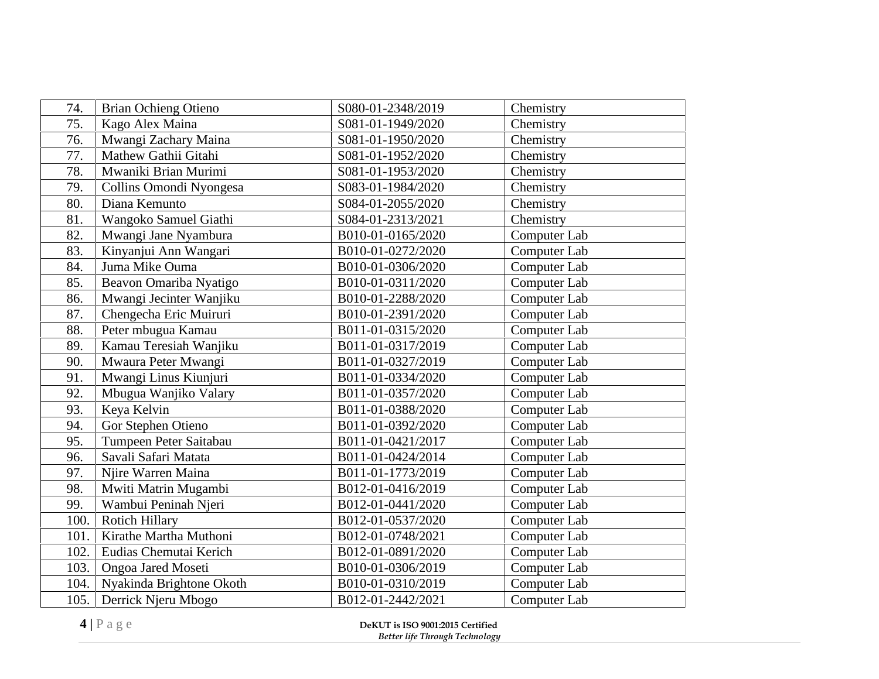| 74. | Brian Ochieng Otieno | S080-01-2348/2019 | Chemistry |
|---|---|---|---|
| 75. | Kago Alex Maina | S081-01-1949/2020 | Chemistry |
| 76. | Mwangi Zachary Maina | S081-01-1950/2020 | Chemistry |
| 77. | Mathew Gathii Gitahi | S081-01-1952/2020 | Chemistry |
| 78. | Mwaniki Brian Murimi | S081-01-1953/2020 | Chemistry |
| 79. | Collins Omondi Nyongesa | S083-01-1984/2020 | Chemistry |
| 80. | Diana Kemunto | S084-01-2055/2020 | Chemistry |
| 81. | Wangoko Samuel Giathi | S084-01-2313/2021 | Chemistry |
| 82. | Mwangi Jane Nyambura | B010-01-0165/2020 | Computer Lab |
| 83. | Kinyanjui Ann Wangari | B010-01-0272/2020 | Computer Lab |
| 84. | Juma Mike Ouma | B010-01-0306/2020 | Computer Lab |
| 85. | Beavon Omariba Nyatigo | B010-01-0311/2020 | Computer Lab |
| 86. | Mwangi Jecinter Wanjiku | B010-01-2288/2020 | Computer Lab |
| 87. | Chengecha Eric Muiruri | B010-01-2391/2020 | Computer Lab |
| 88. | Peter mbugua Kamau | B011-01-0315/2020 | Computer Lab |
| 89. | Kamau Teresiah Wanjiku | B011-01-0317/2019 | Computer Lab |
| 90. | Mwaura Peter Mwangi | B011-01-0327/2019 | Computer Lab |
| 91. | Mwangi Linus Kiunjuri | B011-01-0334/2020 | Computer Lab |
| 92. | Mbugua Wanjiko Valary | B011-01-0357/2020 | Computer Lab |
| 93. | Keya Kelvin | B011-01-0388/2020 | Computer Lab |
| 94. | Gor Stephen Otieno | B011-01-0392/2020 | Computer Lab |
| 95. | Tumpeen Peter Saitabau | B011-01-0421/2017 | Computer Lab |
| 96. | Savali Safari Matata | B011-01-0424/2014 | Computer Lab |
| 97. | Njire Warren Maina | B011-01-1773/2019 | Computer Lab |
| 98. | Mwiti Matrin Mugambi | B012-01-0416/2019 | Computer Lab |
| 99. | Wambui Peninah Njeri | B012-01-0441/2020 | Computer Lab |
| 100. | Rotich Hillary | B012-01-0537/2020 | Computer Lab |
| 101. | Kirathe Martha Muthoni | B012-01-0748/2021 | Computer Lab |
| 102. | Eudias Chemutai Kerich | B012-01-0891/2020 | Computer Lab |
| 103. | Ongoa Jared Moseti | B010-01-0306/2019 | Computer Lab |
| 104. | Nyakinda Brightone Okoth | B010-01-0310/2019 | Computer Lab |
| 105. | Derrick Njeru Mbogo | B012-01-2442/2021 | Computer Lab |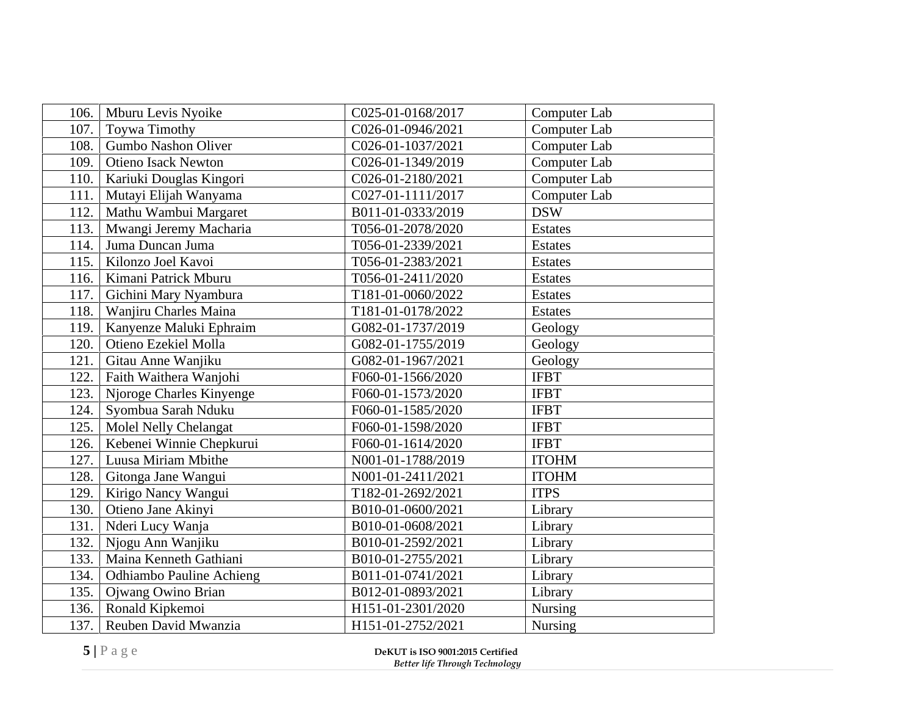| | | | |
|---|---|---|---|
| 106. | Mburu Levis Nyoike | C025-01-0168/2017 | Computer Lab |
| 107. | Toywa Timothy | C026-01-0946/2021 | Computer Lab |
| 108. | Gumbo Nashon Oliver | C026-01-1037/2021 | Computer Lab |
| 109. | Otieno Isack Newton | C026-01-1349/2019 | Computer Lab |
| 110. | Kariuki Douglas Kingori | C026-01-2180/2021 | Computer Lab |
| 111. | Mutayi Elijah Wanyama | C027-01-1111/2017 | Computer Lab |
| 112. | Mathu Wambui Margaret | B011-01-0333/2019 | DSW |
| 113. | Mwangi Jeremy Macharia | T056-01-2078/2020 | Estates |
| 114. | Juma Duncan Juma | T056-01-2339/2021 | Estates |
| 115. | Kilonzo Joel Kavoi | T056-01-2383/2021 | Estates |
| 116. | Kimani Patrick Mburu | T056-01-2411/2020 | Estates |
| 117. | Gichini Mary Nyambura | T181-01-0060/2022 | Estates |
| 118. | Wanjiru Charles Maina | T181-01-0178/2022 | Estates |
| 119. | Kanyenze Maluki Ephraim | G082-01-1737/2019 | Geology |
| 120. | Otieno Ezekiel Molla | G082-01-1755/2019 | Geology |
| 121. | Gitau Anne Wanjiku | G082-01-1967/2021 | Geology |
| 122. | Faith Waithera Wanjohi | F060-01-1566/2020 | IFBT |
| 123. | Njoroge Charles Kinyenge | F060-01-1573/2020 | IFBT |
| 124. | Syombua Sarah Nduku | F060-01-1585/2020 | IFBT |
| 125. | Molel Nelly Chelangat | F060-01-1598/2020 | IFBT |
| 126. | Kebenei Winnie Chepkurui | F060-01-1614/2020 | IFBT |
| 127. | Luusa Miriam Mbithe | N001-01-1788/2019 | ITOHM |
| 128. | Gitonga Jane Wangui | N001-01-2411/2021 | ITOHM |
| 129. | Kirigo Nancy Wangui | T182-01-2692/2021 | ITPS |
| 130. | Otieno Jane Akinyi | B010-01-0600/2021 | Library |
| 131. | Nderi Lucy Wanja | B010-01-0608/2021 | Library |
| 132. | Njogu Ann Wanjiku | B010-01-2592/2021 | Library |
| 133. | Maina Kenneth Gathiani | B010-01-2755/2021 | Library |
| 134. | Odhiambo Pauline Achieng | B011-01-0741/2021 | Library |
| 135. | Ojwang Owino Brian | B012-01-0893/2021 | Library |
| 136. | Ronald Kipkemoi | H151-01-2301/2020 | Nursing |
| 137. | Reuben David Mwanzia | H151-01-2752/2021 | Nursing |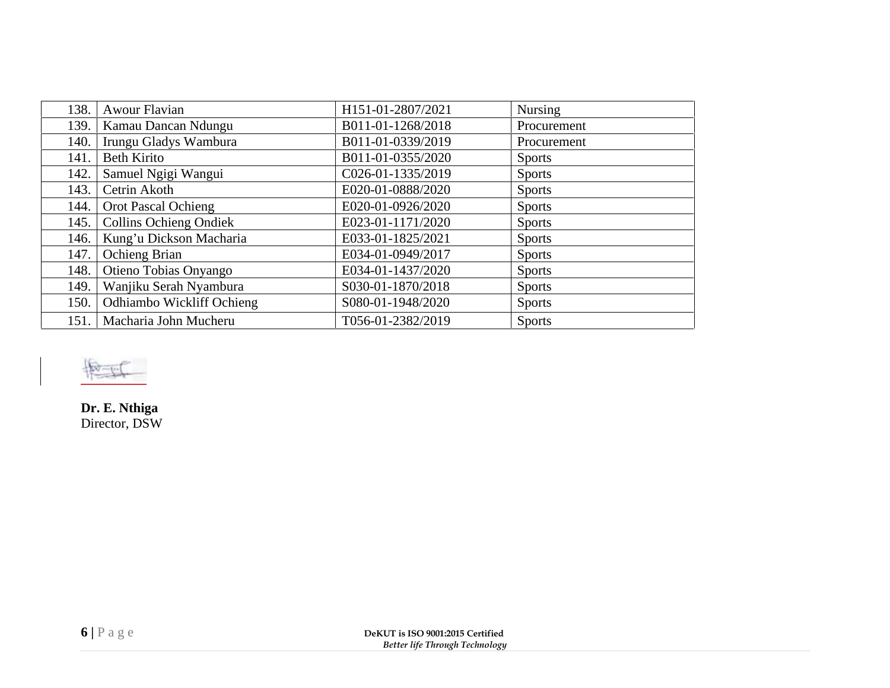| | | | |
|---|---|---|---|
| 138. | Awour Flavian | H151-01-2807/2021 | Nursing |
| 139. | Kamau Dancan Ndungu | B011-01-1268/2018 | Procurement |
| 140. | Irungu Gladys Wambura | B011-01-0339/2019 | Procurement |
| 141. | Beth Kirito | B011-01-0355/2020 | Sports |
| 142. | Samuel Ngigi Wangui | C026-01-1335/2019 | Sports |
| 143. | Cetrin Akoth | E020-01-0888/2020 | Sports |
| 144. | Orot Pascal Ochieng | E020-01-0926/2020 | Sports |
| 145. | Collins Ochieng Ondiek | E023-01-1171/2020 | Sports |
| 146. | Kung'u Dickson Macharia | E033-01-1825/2021 | Sports |
| 147. | Ochieng Brian | E034-01-0949/2017 | Sports |
| 148. | Otieno Tobias Onyango | E034-01-1437/2020 | Sports |
| 149. | Wanjiku Serah Nyambura | S030-01-1870/2018 | Sports |
| 150. | Odhiambo Wickliff Ochieng | S080-01-1948/2020 | Sports |
| 151. | Macharia John Mucheru | T056-01-2382/2019 | Sports |

**Dr. E. Nthiga**
Director, DSW

**DeKUT is ISO 9001:2015 Certified**
*Better life Through Technology*